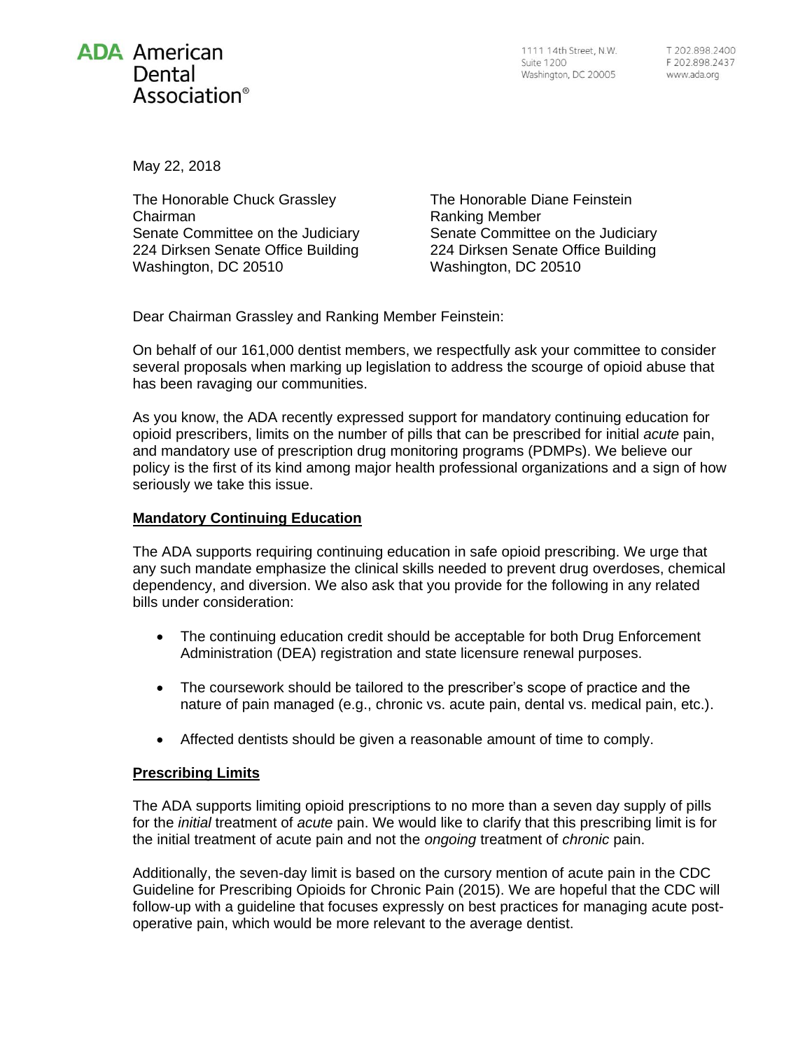**ADA** American Dental Association®

1111 14th Street, N.W.
Suite 1200
Washington, DC 20005

T 202.898.2400
F 202.898.2437
www.ada.org

May 22, 2018

The Honorable Chuck Grassley
Chairman
Senate Committee on the Judiciary
224 Dirksen Senate Office Building
Washington, DC 20510

The Honorable Diane Feinstein
Ranking Member
Senate Committee on the Judiciary
224 Dirksen Senate Office Building
Washington, DC 20510

Dear Chairman Grassley and Ranking Member Feinstein:

On behalf of our 161,000 dentist members, we respectfully ask your committee to consider several proposals when marking up legislation to address the scourge of opioid abuse that has been ravaging our communities.

As you know, the ADA recently expressed support for mandatory continuing education for opioid prescribers, limits on the number of pills that can be prescribed for initial *acute* pain, and mandatory use of prescription drug monitoring programs (PDMPs). We believe our policy is the first of its kind among major health professional organizations and a sign of how seriously we take this issue.

**Mandatory Continuing Education**

The ADA supports requiring continuing education in safe opioid prescribing. We urge that any such mandate emphasize the clinical skills needed to prevent drug overdoses, chemical dependency, and diversion. We also ask that you provide for the following in any related bills under consideration:

- The continuing education credit should be acceptable for both Drug Enforcement Administration (DEA) registration and state licensure renewal purposes.
- The coursework should be tailored to the prescriber's scope of practice and the nature of pain managed (e.g., chronic vs. acute pain, dental vs. medical pain, etc.).
- Affected dentists should be given a reasonable amount of time to comply.

**Prescribing Limits**

The ADA supports limiting opioid prescriptions to no more than a seven day supply of pills for the *initial* treatment of *acute* pain. We would like to clarify that this prescribing limit is for the initial treatment of acute pain and not the *ongoing* treatment of *chronic* pain.

Additionally, the seven-day limit is based on the cursory mention of acute pain in the CDC Guideline for Prescribing Opioids for Chronic Pain (2015). We are hopeful that the CDC will follow-up with a guideline that focuses expressly on best practices for managing acute post-operative pain, which would be more relevant to the average dentist.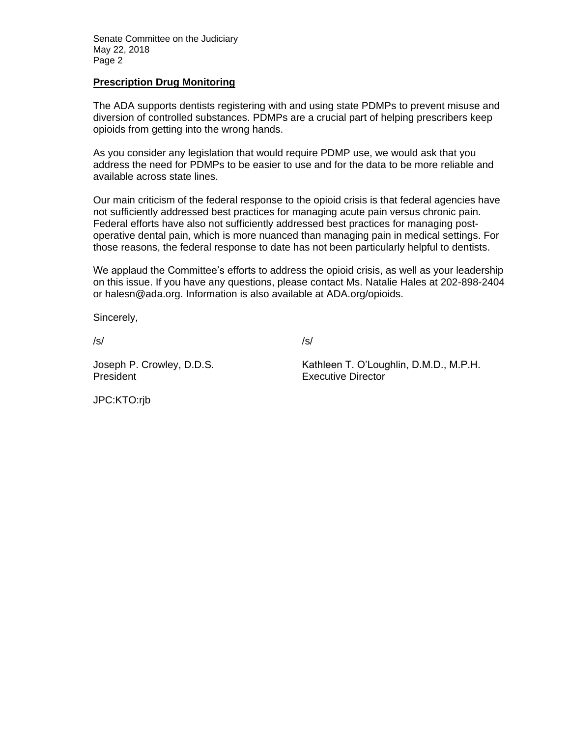## Prescription Drug Monitoring

The ADA supports dentists registering with and using state PDMPs to prevent misuse and diversion of controlled substances. PDMPs are a crucial part of helping prescribers keep opioids from getting into the wrong hands.

As you consider any legislation that would require PDMP use, we would ask that you address the need for PDMPs to be easier to use and for the data to be more reliable and available across state lines.

Our main criticism of the federal response to the opioid crisis is that federal agencies have not sufficiently addressed best practices for managing acute pain versus chronic pain. Federal efforts have also not sufficiently addressed best practices for managing post-operative dental pain, which is more nuanced than managing pain in medical settings. For those reasons, the federal response to date has not been particularly helpful to dentists.

We applaud the Committee's efforts to address the opioid crisis, as well as your leadership on this issue. If you have any questions, please contact Ms. Natalie Hales at 202-898-2404 or halesn@ada.org. Information is also available at ADA.org/opioids.

Sincerely,

/s/

Joseph P. Crowley, D.D.S.
President

/s/

Kathleen T. O'Loughlin, D.M.D., M.P.H.
Executive Director

JPC:KTO:rjb